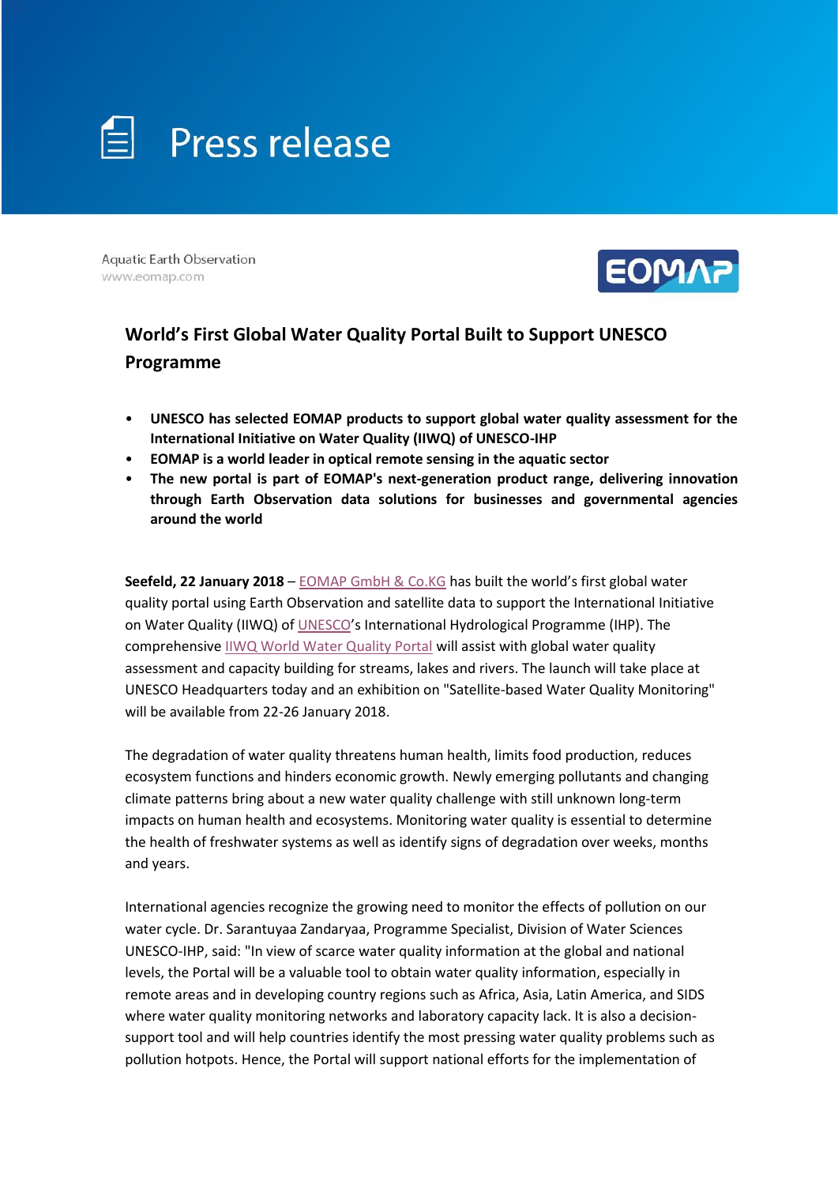# Press release

Aquatic Earth Observation
www.eomap.com

## World's First Global Water Quality Portal Built to Support UNESCO Programme

- **UNESCO has selected EOMAP products to support global water quality assessment for the International Initiative on Water Quality (IIWQ) of UNESCO-IHP**
- **EOMAP is a world leader in optical remote sensing in the aquatic sector**
- **The new portal is part of EOMAP's next-generation product range, delivering innovation through Earth Observation data solutions for businesses and governmental agencies around the world**

**Seefeld, 22 January 2018** – EOMAP GmbH & Co.KG has built the world's first global water quality portal using Earth Observation and satellite data to support the International Initiative on Water Quality (IIWQ) of UNESCO's International Hydrological Programme (IHP). The comprehensive IIWQ World Water Quality Portal will assist with global water quality assessment and capacity building for streams, lakes and rivers. The launch will take place at UNESCO Headquarters today and an exhibition on "Satellite-based Water Quality Monitoring" will be available from 22-26 January 2018.

The degradation of water quality threatens human health, limits food production, reduces ecosystem functions and hinders economic growth. Newly emerging pollutants and changing climate patterns bring about a new water quality challenge with still unknown long-term impacts on human health and ecosystems. Monitoring water quality is essential to determine the health of freshwater systems as well as identify signs of degradation over weeks, months and years.

International agencies recognize the growing need to monitor the effects of pollution on our water cycle. Dr. Sarantuyaa Zandaryaa, Programme Specialist, Division of Water Sciences UNESCO-IHP, said: "In view of scarce water quality information at the global and national levels, the Portal will be a valuable tool to obtain water quality information, especially in remote areas and in developing country regions such as Africa, Asia, Latin America, and SIDS where water quality monitoring networks and laboratory capacity lack. It is also a decision-support tool and will help countries identify the most pressing water quality problems such as pollution hotpots. Hence, the Portal will support national efforts for the implementation of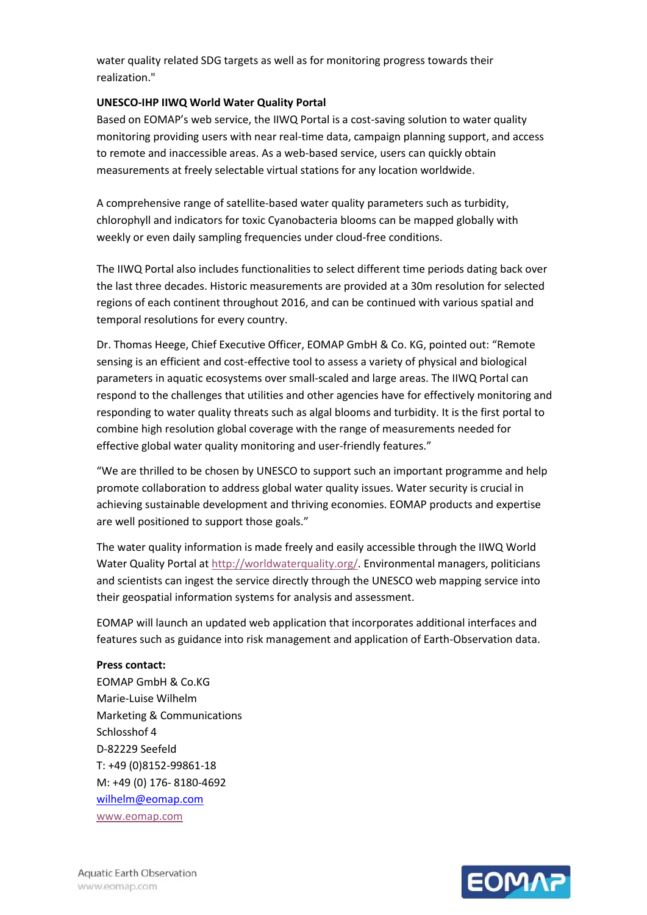water quality related SDG targets as well as for monitoring progress towards their realization."

**UNESCO-IHP IIWQ World Water Quality Portal**

Based on EOMAP's web service, the IIWQ Portal is a cost-saving solution to water quality monitoring providing users with near real-time data, campaign planning support, and access to remote and inaccessible areas. As a web-based service, users can quickly obtain measurements at freely selectable virtual stations for any location worldwide.

A comprehensive range of satellite-based water quality parameters such as turbidity, chlorophyll and indicators for toxic Cyanobacteria blooms can be mapped globally with weekly or even daily sampling frequencies under cloud-free conditions.

The IIWQ Portal also includes functionalities to select different time periods dating back over the last three decades. Historic measurements are provided at a 30m resolution for selected regions of each continent throughout 2016, and can be continued with various spatial and temporal resolutions for every country.

Dr. Thomas Heege, Chief Executive Officer, EOMAP GmbH & Co. KG, pointed out: "Remote sensing is an efficient and cost-effective tool to assess a variety of physical and biological parameters in aquatic ecosystems over small-scaled and large areas. The IIWQ Portal can respond to the challenges that utilities and other agencies have for effectively monitoring and responding to water quality threats such as algal blooms and turbidity. It is the first portal to combine high resolution global coverage with the range of measurements needed for effective global water quality monitoring and user-friendly features."

"We are thrilled to be chosen by UNESCO to support such an important programme and help promote collaboration to address global water quality issues. Water security is crucial in achieving sustainable development and thriving economies. EOMAP products and expertise are well positioned to support those goals."

The water quality information is made freely and easily accessible through the IIWQ World Water Quality Portal at http://worldwaterquality.org/. Environmental managers, politicians and scientists can ingest the service directly through the UNESCO web mapping service into their geospatial information systems for analysis and assessment.

EOMAP will launch an updated web application that incorporates additional interfaces and features such as guidance into risk management and application of Earth-Observation data.

**Press contact:**

EOMAP GmbH & Co.KG
Marie-Luise Wilhelm
Marketing & Communications
Schlosshof 4
D-82229 Seefeld
T: +49 (0)8152-99861-18
M: +49 (0) 176- 8180-4692
wilhelm@eomap.com
www.eomap.com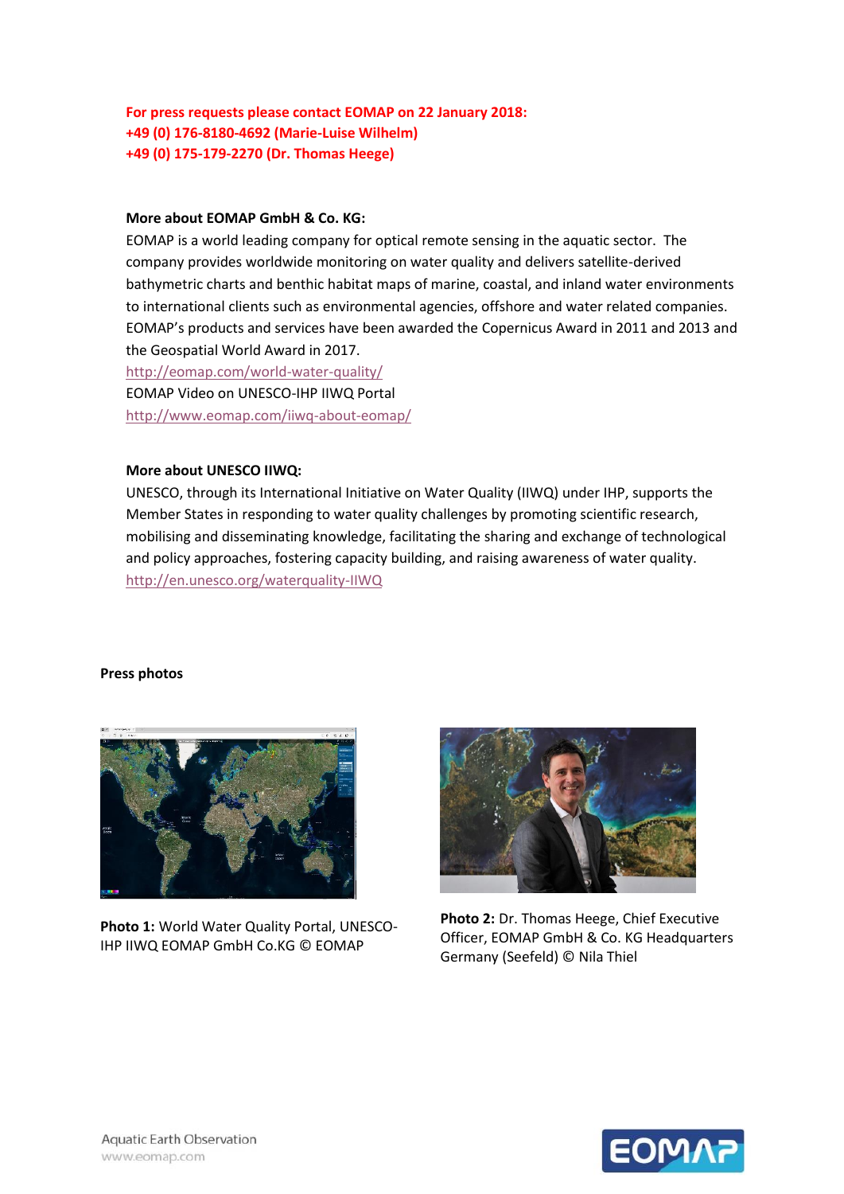**For press requests please contact EOMAP on 22 January 2018:**
**+49 (0) 176-8180-4692 (Marie-Luise Wilhelm)**
**+49 (0) 175-179-2270 (Dr. Thomas Heege)**

**More about EOMAP GmbH & Co. KG:**

EOMAP is a world leading company for optical remote sensing in the aquatic sector. The company provides worldwide monitoring on water quality and delivers satellite-derived bathymetric charts and benthic habitat maps of marine, coastal, and inland water environments to international clients such as environmental agencies, offshore and water related companies. EOMAP's products and services have been awarded the Copernicus Award in 2011 and 2013 and the Geospatial World Award in 2017.

http://eomap.com/world-water-quality/

EOMAP Video on UNESCO-IHP IIWQ Portal

http://www.eomap.com/iiwq-about-eomap/

**More about UNESCO IIWQ:**

UNESCO, through its International Initiative on Water Quality (IIWQ) under IHP, supports the Member States in responding to water quality challenges by promoting scientific research, mobilising and disseminating knowledge, facilitating the sharing and exchange of technological and policy approaches, fostering capacity building, and raising awareness of water quality.

http://en.unesco.org/waterquality-IIWQ

**Press photos**

**Photo 1:** World Water Quality Portal, UNESCO-IHP IIWQ EOMAP GmbH Co.KG © EOMAP

**Photo 2:** Dr. Thomas Heege, Chief Executive Officer, EOMAP GmbH & Co. KG Headquarters Germany (Seefeld) © Nila Thiel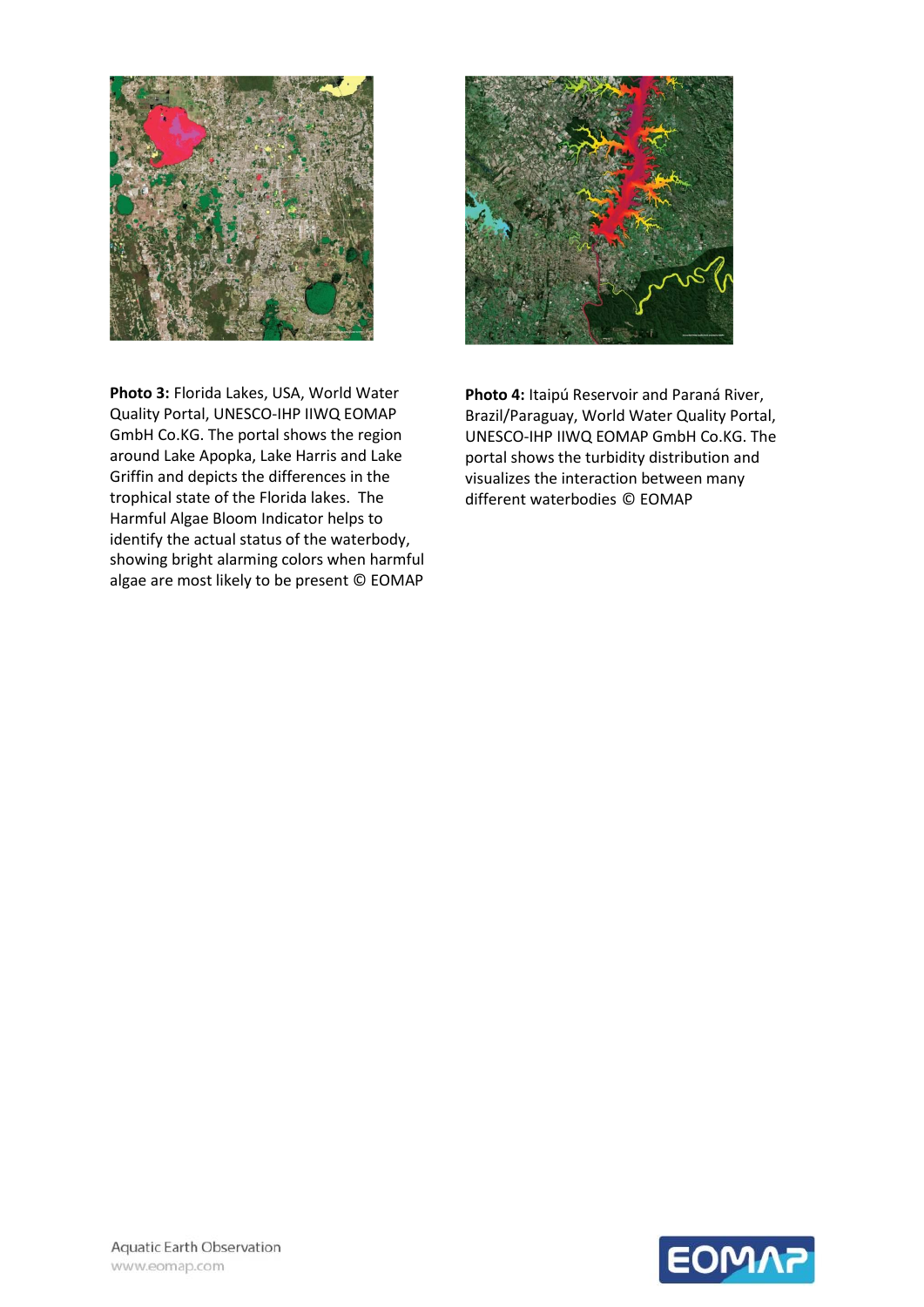**Photo 3:** Florida Lakes, USA, World Water Quality Portal, UNESCO-IHP IIWQ EOMAP GmbH Co.KG. The portal shows the region around Lake Apopka, Lake Harris and Lake Griffin and depicts the differences in the trophical state of the Florida lakes. The Harmful Algae Bloom Indicator helps to identify the actual status of the waterbody, showing bright alarming colors when harmful algae are most likely to be present © EOMAP

**Photo 4:** Itaipú Reservoir and Paraná River, Brazil/Paraguay, World Water Quality Portal, UNESCO-IHP IIWQ EOMAP GmbH Co.KG. The portal shows the turbidity distribution and visualizes the interaction between many different waterbodies © EOMAP